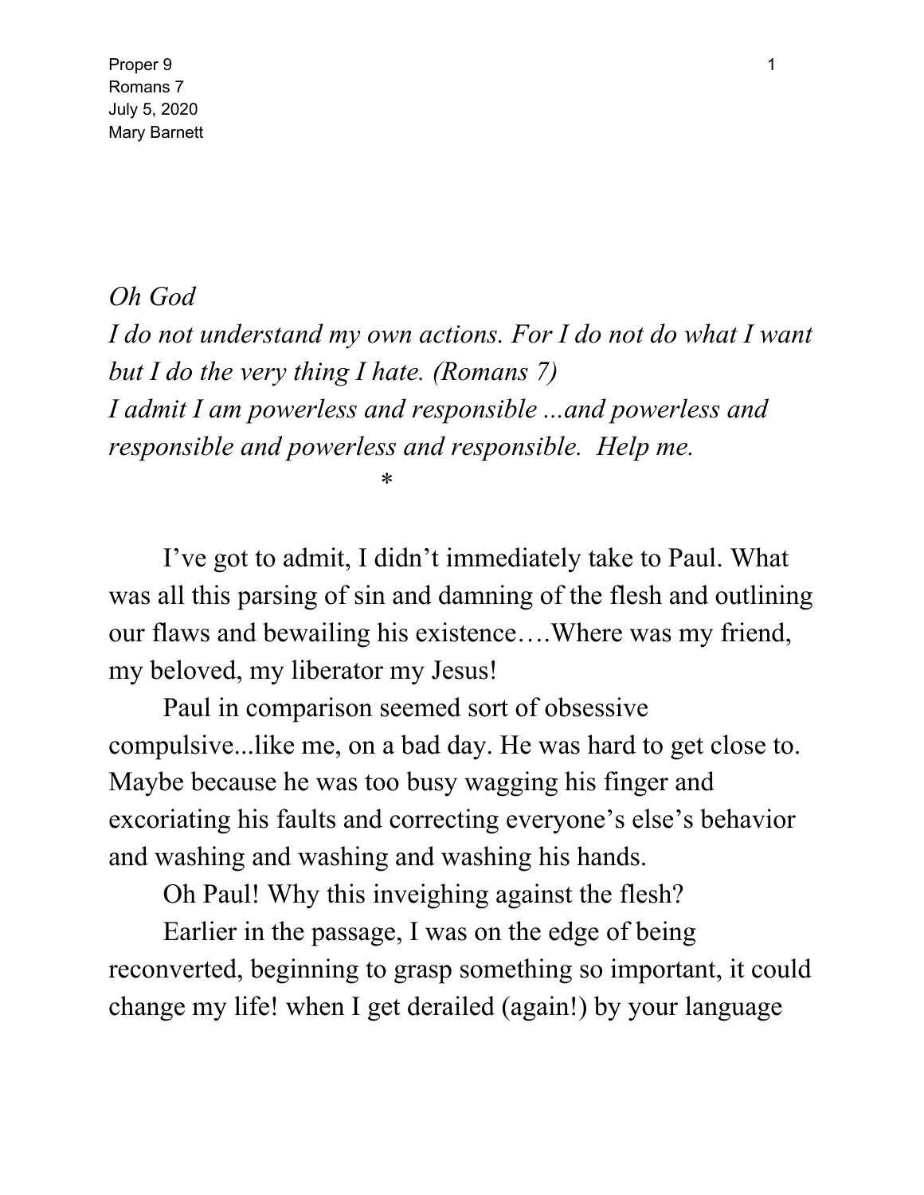Proper 9
Romans 7
July 5, 2020
Mary Barnett

*Oh God*
*I do not understand my own actions. For I do not do what I want but I do the very thing I hate. (Romans 7)*
*I admit I am powerless and responsible ...and powerless and responsible and powerless and responsible. Help me.*

*

I've got to admit, I didn't immediately take to Paul. What was all this parsing of sin and damning of the flesh and outlining our flaws and bewailing his existence….Where was my friend, my beloved, my liberator my Jesus!

Paul in comparison seemed sort of obsessive compulsive...like me, on a bad day. He was hard to get close to. Maybe because he was too busy wagging his finger and excoriating his faults and correcting everyone's else's behavior and washing and washing and washing his hands.

Oh Paul! Why this inveighing against the flesh?

Earlier in the passage, I was on the edge of being reconverted, beginning to grasp something so important, it could change my life! when I get derailed (again!) by your language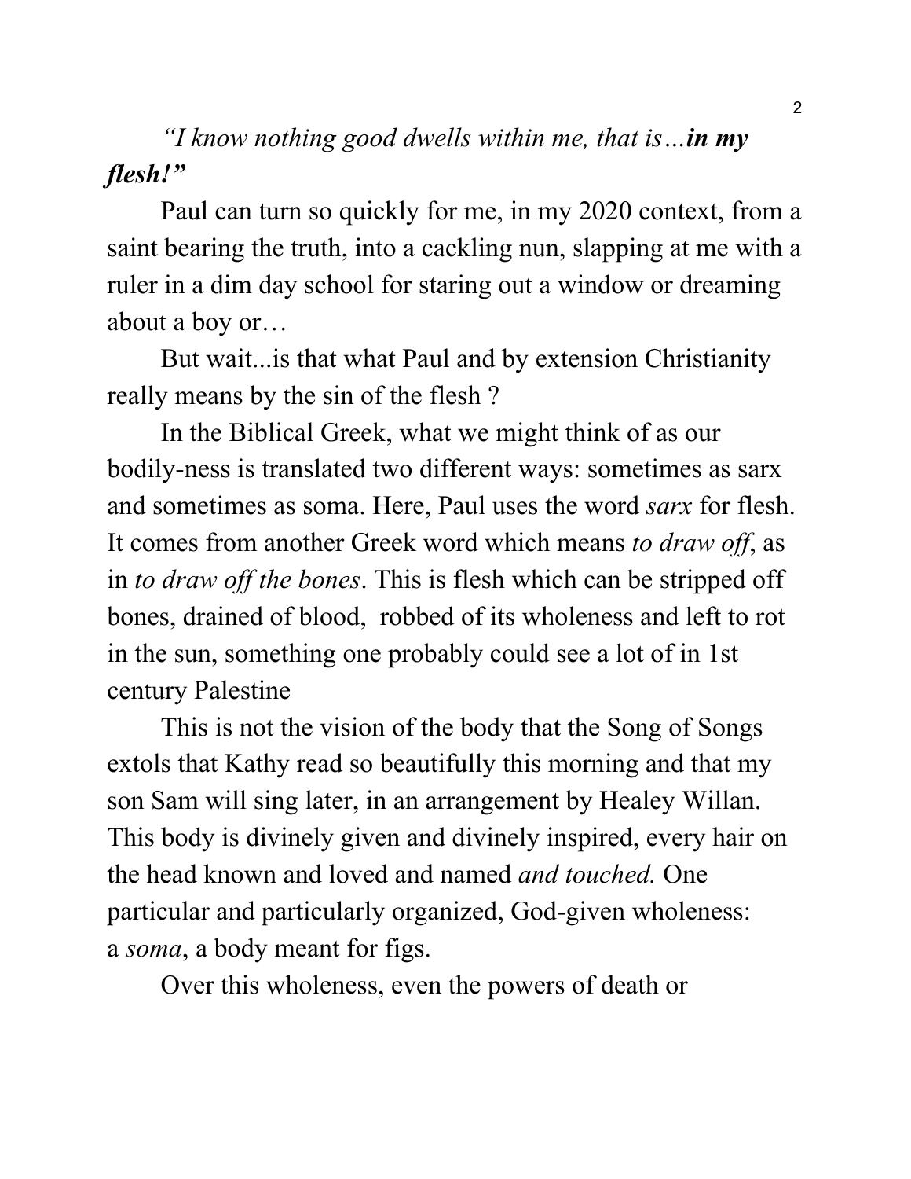*"I know nothing good dwells within me, that is…**in my flesh!"***

Paul can turn so quickly for me, in my 2020 context, from a saint bearing the truth, into a cackling nun, slapping at me with a ruler in a dim day school for staring out a window or dreaming about a boy or…

But wait...is that what Paul and by extension Christianity really means by the sin of the flesh ?

In the Biblical Greek, what we might think of as our bodily-ness is translated two different ways: sometimes as sarx and sometimes as soma. Here, Paul uses the word *sarx* for flesh. It comes from another Greek word which means *to draw off*, as in *to draw off the bones*. This is flesh which can be stripped off bones, drained of blood, robbed of its wholeness and left to rot in the sun, something one probably could see a lot of in 1st century Palestine

This is not the vision of the body that the Song of Songs extols that Kathy read so beautifully this morning and that my son Sam will sing later, in an arrangement by Healey Willan. This body is divinely given and divinely inspired, every hair on the head known and loved and named *and touched.* One particular and particularly organized, God-given wholeness: a *soma*, a body meant for figs.

Over this wholeness, even the powers of death or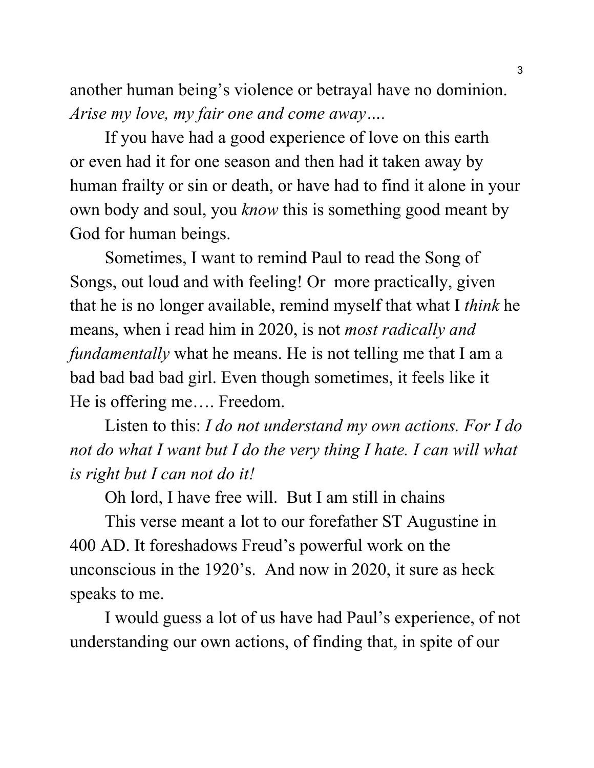another human being's violence or betrayal have no dominion. *Arise my love, my fair one and come away….*

If you have had a good experience of love on this earth or even had it for one season and then had it taken away by human frailty or sin or death, or have had to find it alone in your own body and soul, you *know* this is something good meant by God for human beings.

Sometimes, I want to remind Paul to read the Song of Songs, out loud and with feeling! Or  more practically, given that he is no longer available, remind myself that what I *think* he means, when i read him in 2020, is not *most radically and fundamentally* what he means. He is not telling me that I am a bad bad bad bad girl. Even though sometimes, it feels like it He is offering me…. Freedom.

Listen to this: *I do not understand my own actions. For I do not do what I want but I do the very thing I hate. I can will what is right but I can not do it!*

Oh lord, I have free will.  But I am still in chains

This verse meant a lot to our forefather ST Augustine in 400 AD. It foreshadows Freud's powerful work on the unconscious in the 1920's.  And now in 2020, it sure as heck speaks to me.

I would guess a lot of us have had Paul's experience, of not understanding our own actions, of finding that, in spite of our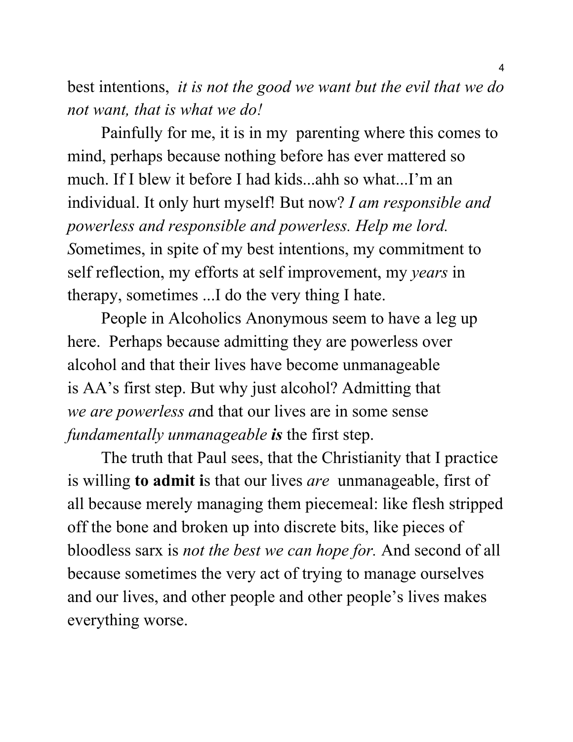best intentions, *it is not the good we want but the evil that we do not want, that is what we do!*

Painfully for me, it is in my parenting where this comes to mind, perhaps because nothing before has ever mattered so much. If I blew it before I had kids...ahh so what...I'm an individual. It only hurt myself! But now? *I am responsible and powerless and responsible and powerless. Help me lord. S*ometimes, in spite of my best intentions, my commitment to self reflection, my efforts at self improvement, my *years* in therapy, sometimes ...I do the very thing I hate.

People in Alcoholics Anonymous seem to have a leg up here. Perhaps because admitting they are powerless over alcohol and that their lives have become unmanageable is AA's first step. But why just alcohol? Admitting that *we are powerless a*nd that our lives are in some sense *fundamentally unmanageable* ***is*** the first step.

The truth that Paul sees, that the Christianity that I practice is willing **to admit i**s that our lives *are* unmanageable, first of all because merely managing them piecemeal: like flesh stripped off the bone and broken up into discrete bits, like pieces of bloodless sarx is *not the best we can hope for.* And second of all because sometimes the very act of trying to manage ourselves and our lives, and other people and other people's lives makes everything worse.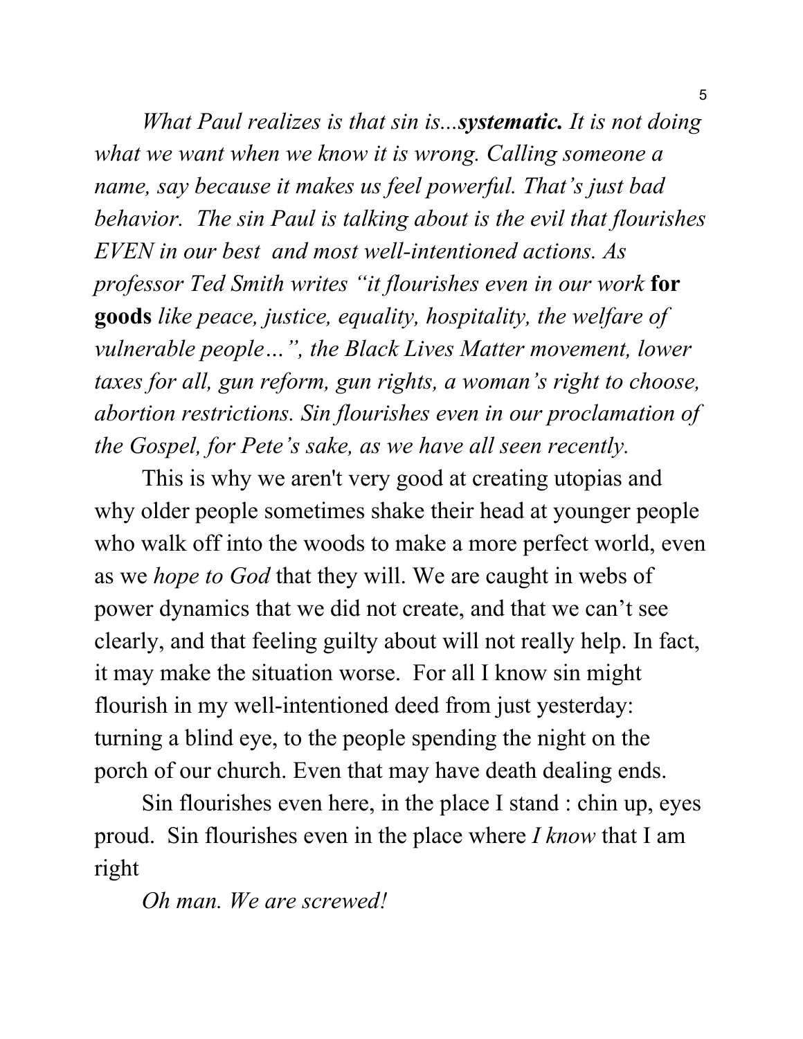*What Paul realizes is that sin is...**systematic.** It is not doing what we want when we know it is wrong. Calling someone a name, say because it makes us feel powerful. That's just bad behavior. The sin Paul is talking about is the evil that flourishes EVEN in our best and most well-intentioned actions. As professor Ted Smith writes "it flourishes even in our work* **for goods** *like peace, justice, equality, hospitality, the welfare of vulnerable people…", the Black Lives Matter movement, lower taxes for all, gun reform, gun rights, a woman's right to choose, abortion restrictions. Sin flourishes even in our proclamation of the Gospel, for Pete's sake, as we have all seen recently.*

This is why we aren't very good at creating utopias and why older people sometimes shake their head at younger people who walk off into the woods to make a more perfect world, even as we *hope to God* that they will. We are caught in webs of power dynamics that we did not create, and that we can't see clearly, and that feeling guilty about will not really help. In fact, it may make the situation worse. For all I know sin might flourish in my well-intentioned deed from just yesterday: turning a blind eye, to the people spending the night on the porch of our church. Even that may have death dealing ends.

Sin flourishes even here, in the place I stand : chin up, eyes proud. Sin flourishes even in the place where *I know* that I am right

*Oh man. We are screwed!*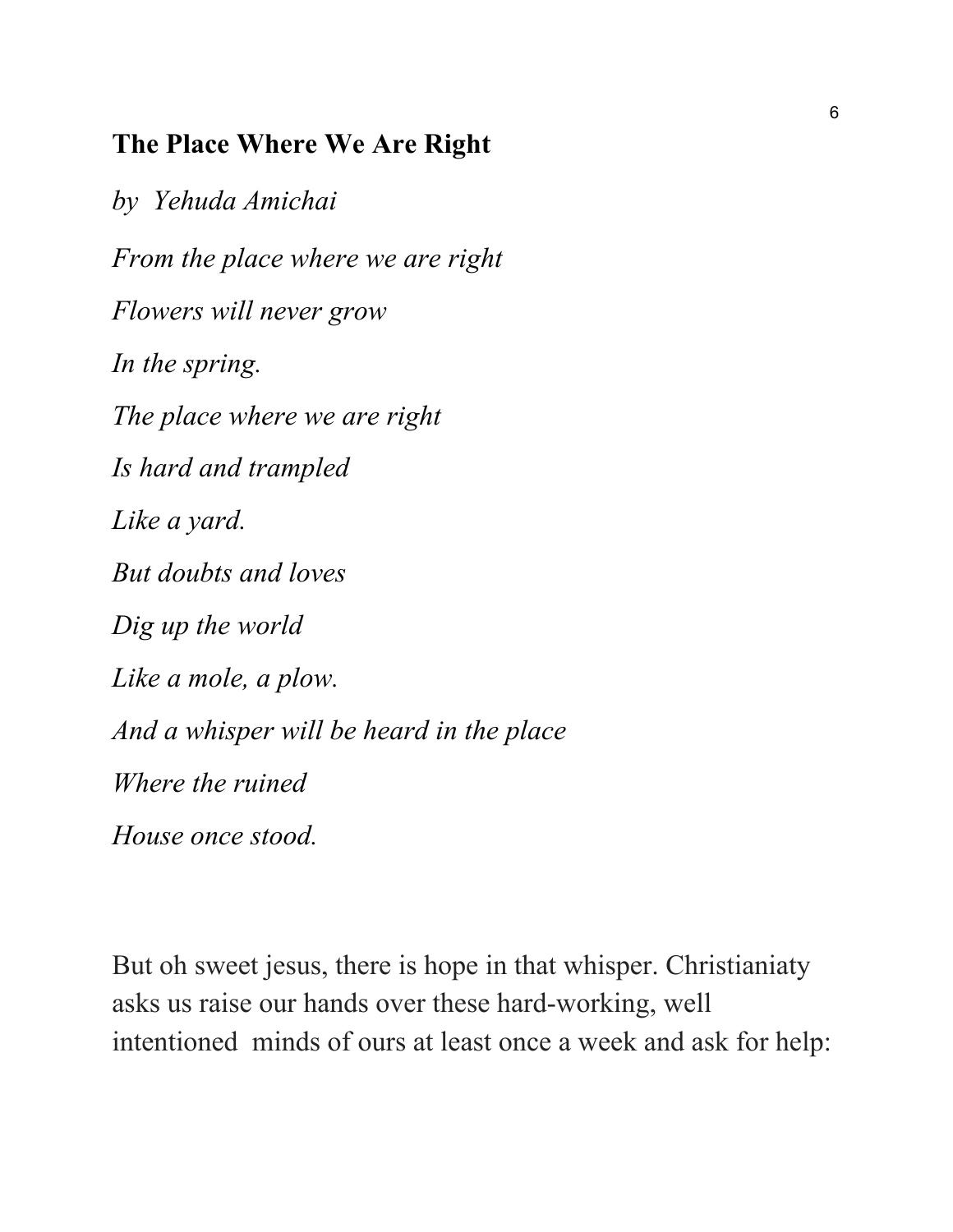## The Place Where We Are Right

*by Yehuda Amichai*

*From the place where we are right*

*Flowers will never grow*

*In the spring.*

*The place where we are right*

*Is hard and trampled*

*Like a yard.*

*But doubts and loves*

*Dig up the world*

*Like a mole, a plow.*

*And a whisper will be heard in the place*

*Where the ruined*

*House once stood.*

But oh sweet jesus, there is hope in that whisper. Christianiaty asks us raise our hands over these hard-working, well intentioned minds of ours at least once a week and ask for help: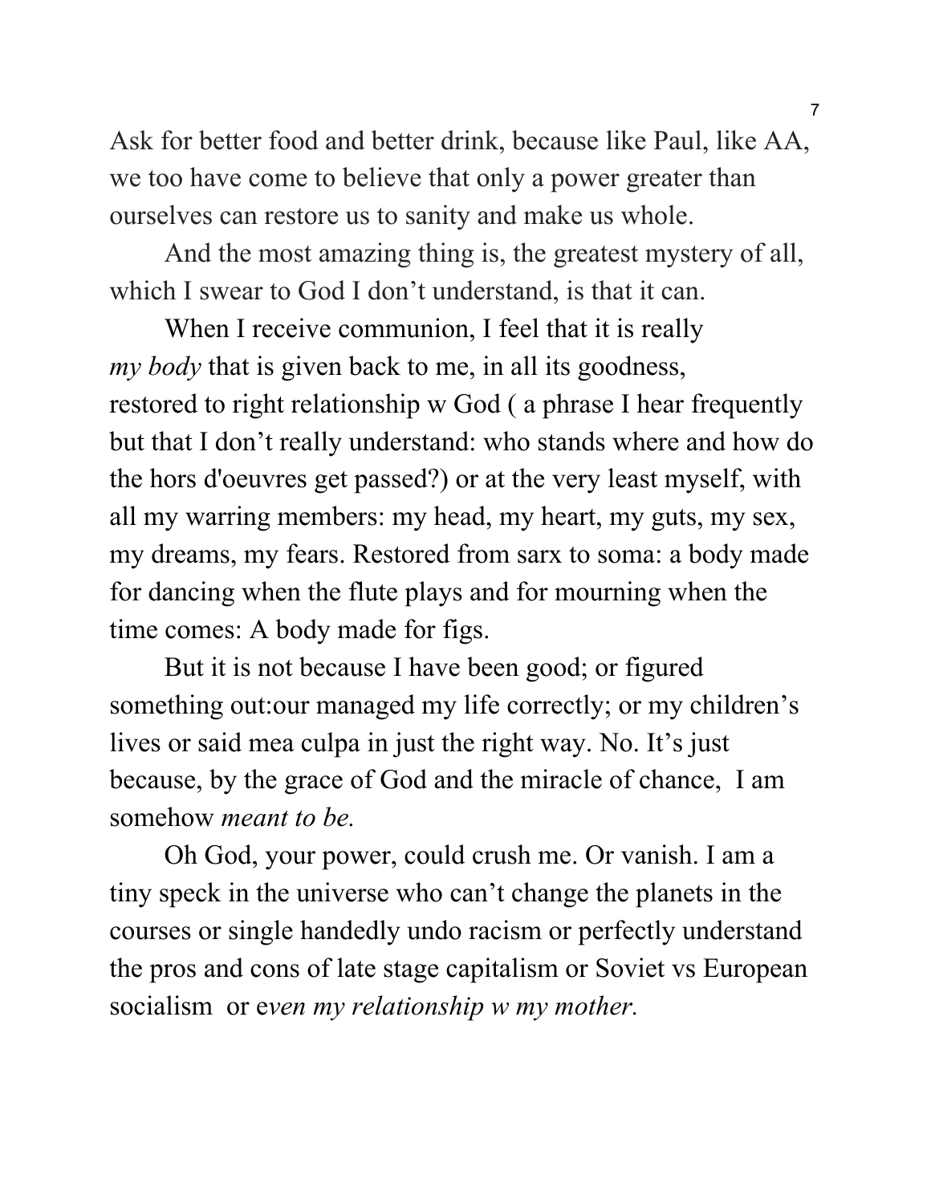Ask for better food and better drink, because like Paul, like AA, we too have come to believe that only a power greater than ourselves can restore us to sanity and make us whole.

And the most amazing thing is, the greatest mystery of all, which I swear to God I don't understand, is that it can.

When I receive communion, I feel that it is really *my body* that is given back to me, in all its goodness, restored to right relationship w God ( a phrase I hear frequently but that I don't really understand: who stands where and how do the hors d'oeuvres get passed?) or at the very least myself, with all my warring members: my head, my heart, my guts, my sex, my dreams, my fears. Restored from sarx to soma: a body made for dancing when the flute plays and for mourning when the time comes: A body made for figs.

But it is not because I have been good; or figured something out:our managed my life correctly; or my children's lives or said mea culpa in just the right way. No. It's just because, by the grace of God and the miracle of chance, I am somehow *meant to be.*

Oh God, your power, could crush me. Or vanish. I am a tiny speck in the universe who can't change the planets in the courses or single handedly undo racism or perfectly understand the pros and cons of late stage capitalism or Soviet vs European socialism or e*ven my relationship w my mother.*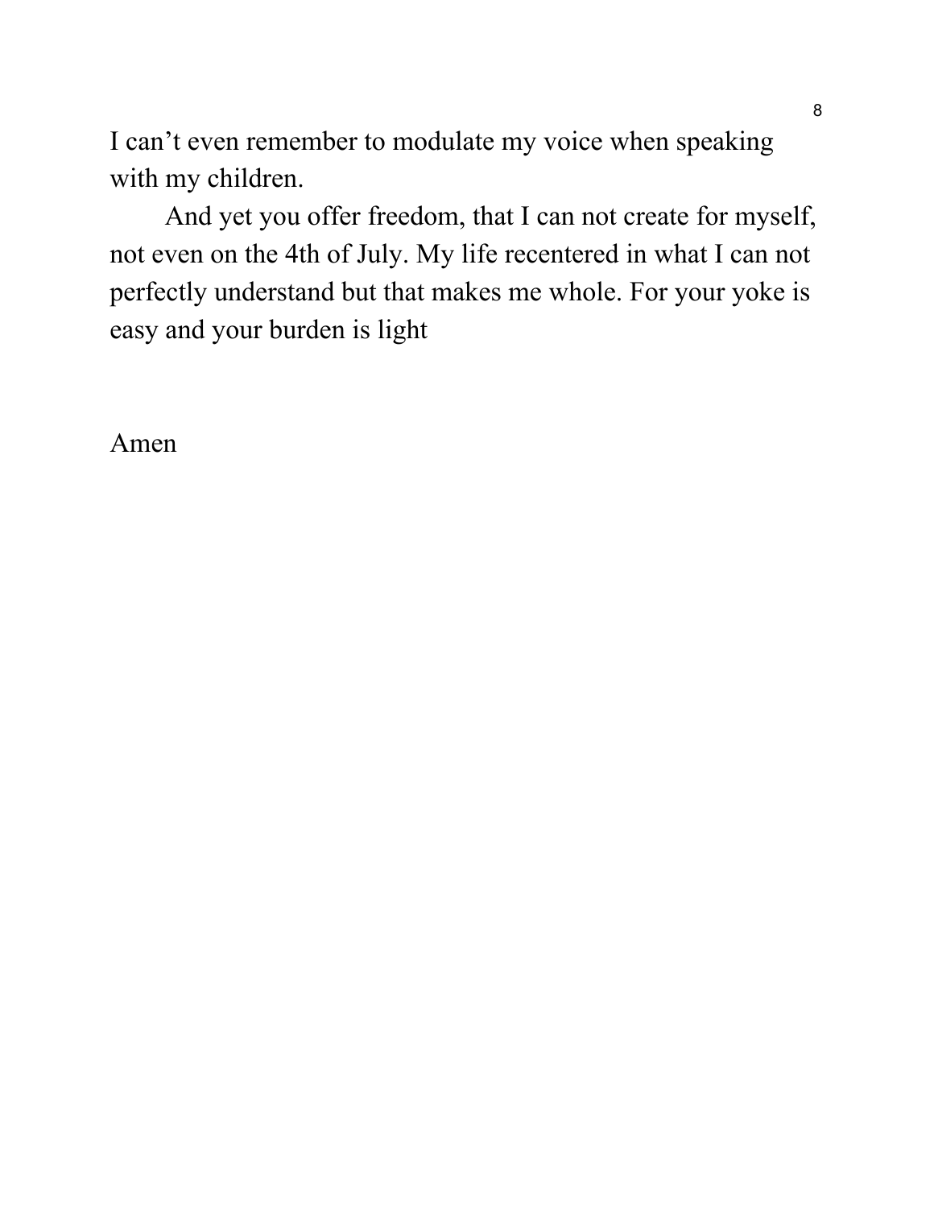I can't even remember to modulate my voice when speaking with my children.

And yet you offer freedom, that I can not create for myself, not even on the 4th of July. My life recentered in what I can not perfectly understand but that makes me whole. For your yoke is easy and your burden is light

Amen